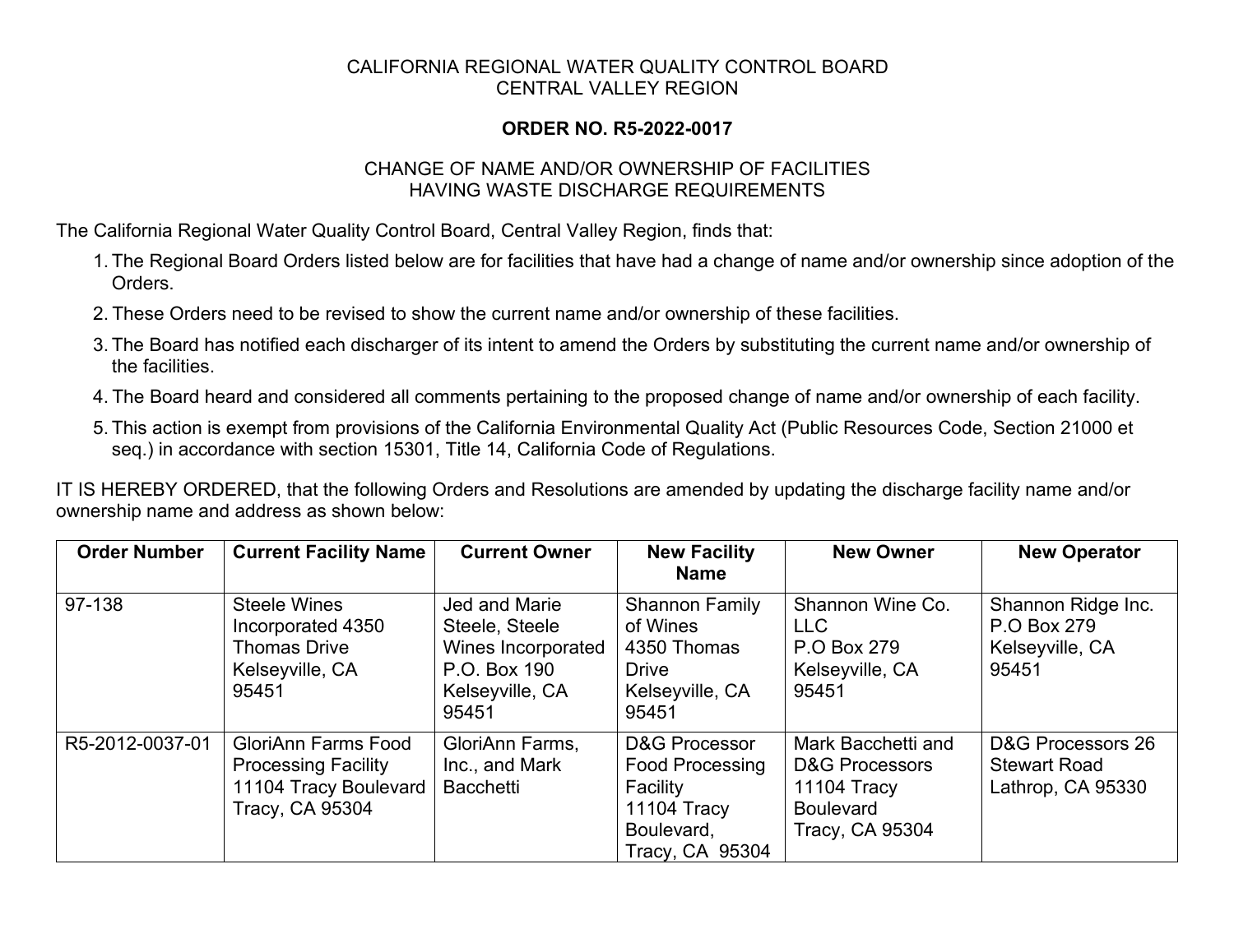CALIFORNIA REGIONAL WATER QUALITY CONTROL BOARD
CENTRAL VALLEY REGION

**ORDER NO. R5-2022-0017**

CHANGE OF NAME AND/OR OWNERSHIP OF FACILITIES
HAVING WASTE DISCHARGE REQUIREMENTS

The California Regional Water Quality Control Board, Central Valley Region, finds that:

1. The Regional Board Orders listed below are for facilities that have had a change of name and/or ownership since adoption of the Orders.
2. These Orders need to be revised to show the current name and/or ownership of these facilities.
3. The Board has notified each discharger of its intent to amend the Orders by substituting the current name and/or ownership of the facilities.
4. The Board heard and considered all comments pertaining to the proposed change of name and/or ownership of each facility.
5. This action is exempt from provisions of the California Environmental Quality Act (Public Resources Code, Section 21000 et seq.) in accordance with section 15301, Title 14, California Code of Regulations.

IT IS HEREBY ORDERED, that the following Orders and Resolutions are amended by updating the discharge facility name and/or ownership name and address as shown below:

| Order Number | Current Facility Name | Current Owner | New Facility Name | New Owner | New Operator |
|---|---|---|---|---|---|
| 97-138 | Steele Wines Incorporated 4350 Thomas Drive Kelseyville, CA 95451 | Jed and Marie Steele, Steele Wines Incorporated P.O. Box 190 Kelseyville, CA 95451 | Shannon Family of Wines 4350 Thomas Drive Kelseyville, CA 95451 | Shannon Wine Co. LLC P.O Box 279 Kelseyville, CA 95451 | Shannon Ridge Inc. P.O Box 279 Kelseyville, CA 95451 |
| R5-2012-0037-01 | GloriAnn Farms Food Processing Facility 11104 Tracy Boulevard Tracy, CA 95304 | GloriAnn Farms, Inc., and Mark Bacchetti | D&G Processor Food Processing Facility 11104 Tracy Boulevard, Tracy, CA 95304 | Mark Bacchetti and D&G Processors 11104 Tracy Boulevard Tracy, CA 95304 | D&G Processors 26 Stewart Road Lathrop, CA 95330 |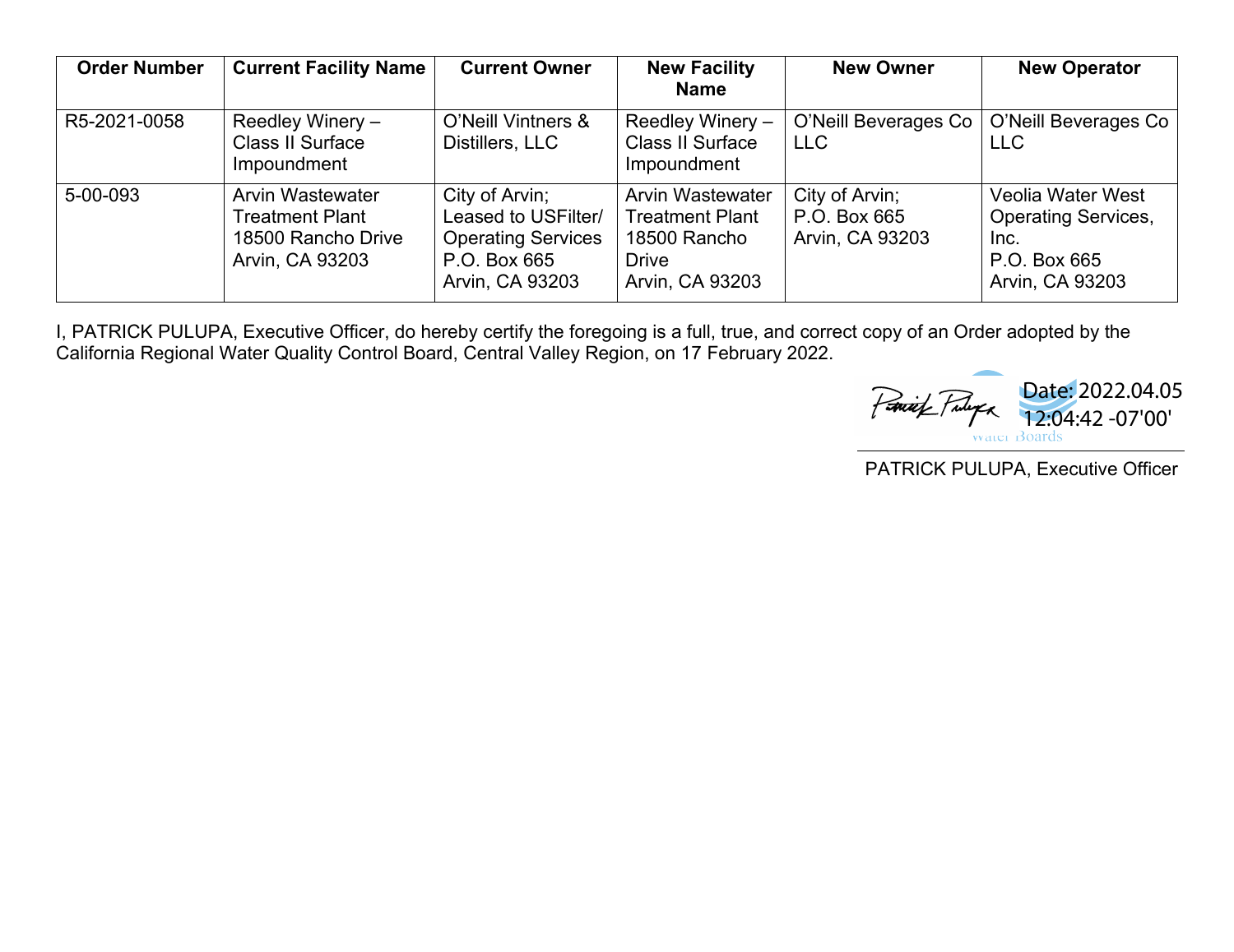| Order Number | Current Facility Name | Current Owner | New Facility Name | New Owner | New Operator |
|---|---|---|---|---|---|
| R5-2021-0058 | Reedley Winery – Class II Surface Impoundment | O'Neill Vintners & Distillers, LLC | Reedley Winery – Class II Surface Impoundment | O'Neill Beverages Co LLC | O'Neill Beverages Co LLC |
| 5-00-093 | Arvin Wastewater Treatment Plant 18500 Rancho Drive Arvin, CA 93203 | City of Arvin; Leased to USFilter/ Operating Services P.O. Box 665 Arvin, CA 93203 | Arvin Wastewater Treatment Plant 18500 Rancho Drive Arvin, CA 93203 | City of Arvin; P.O. Box 665 Arvin, CA 93203 | Veolia Water West Operating Services, Inc. P.O. Box 665 Arvin, CA 93203 |

I, PATRICK PULUPA, Executive Officer, do hereby certify the foregoing is a full, true, and correct copy of an Order adopted by the California Regional Water Quality Control Board, Central Valley Region, on 17 February 2022.

Date: 2022.04.05 12:04:42 -07'00'

PATRICK PULUPA, Executive Officer